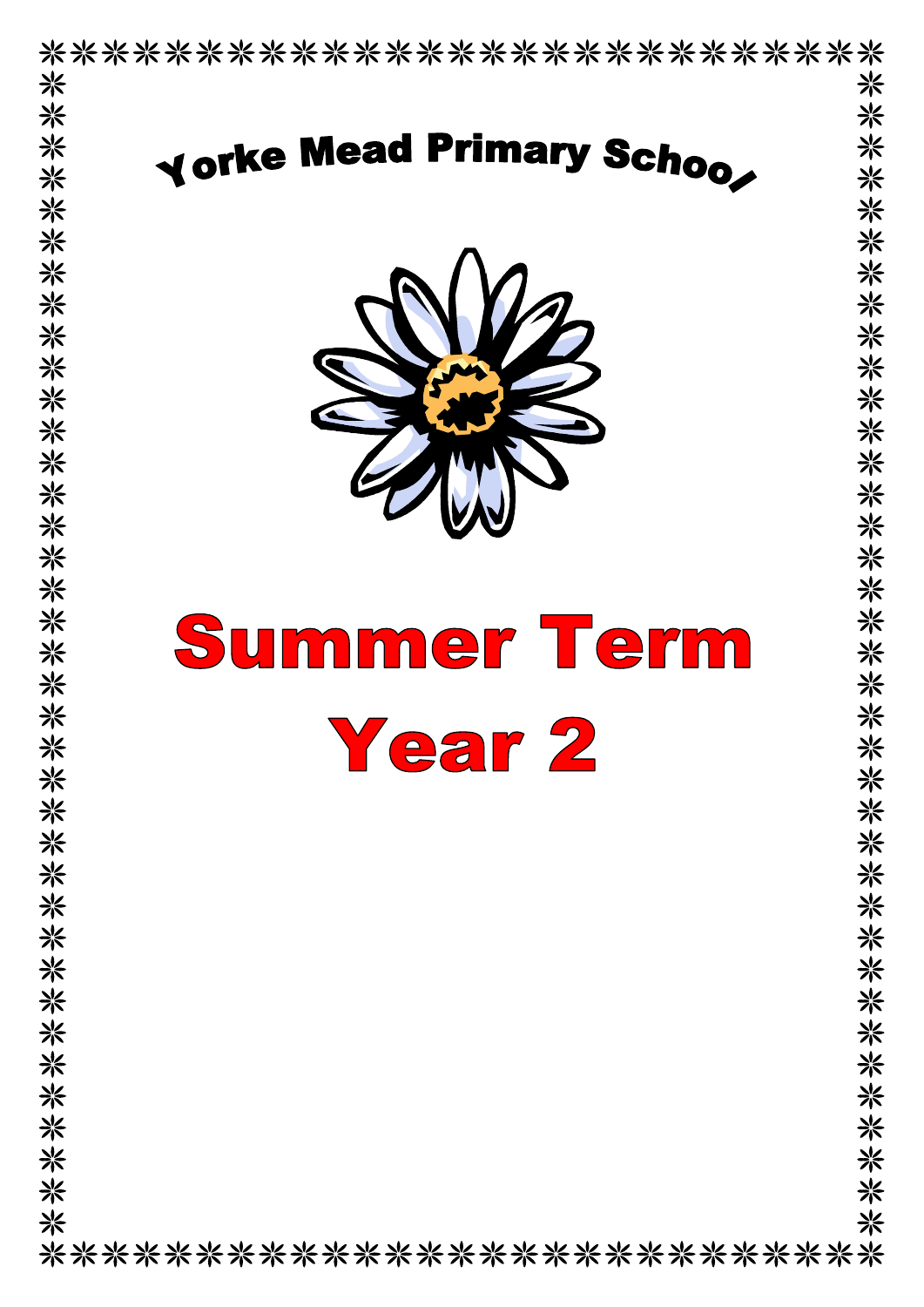Yorke Mead Primary School

# Summer Term

# Year 2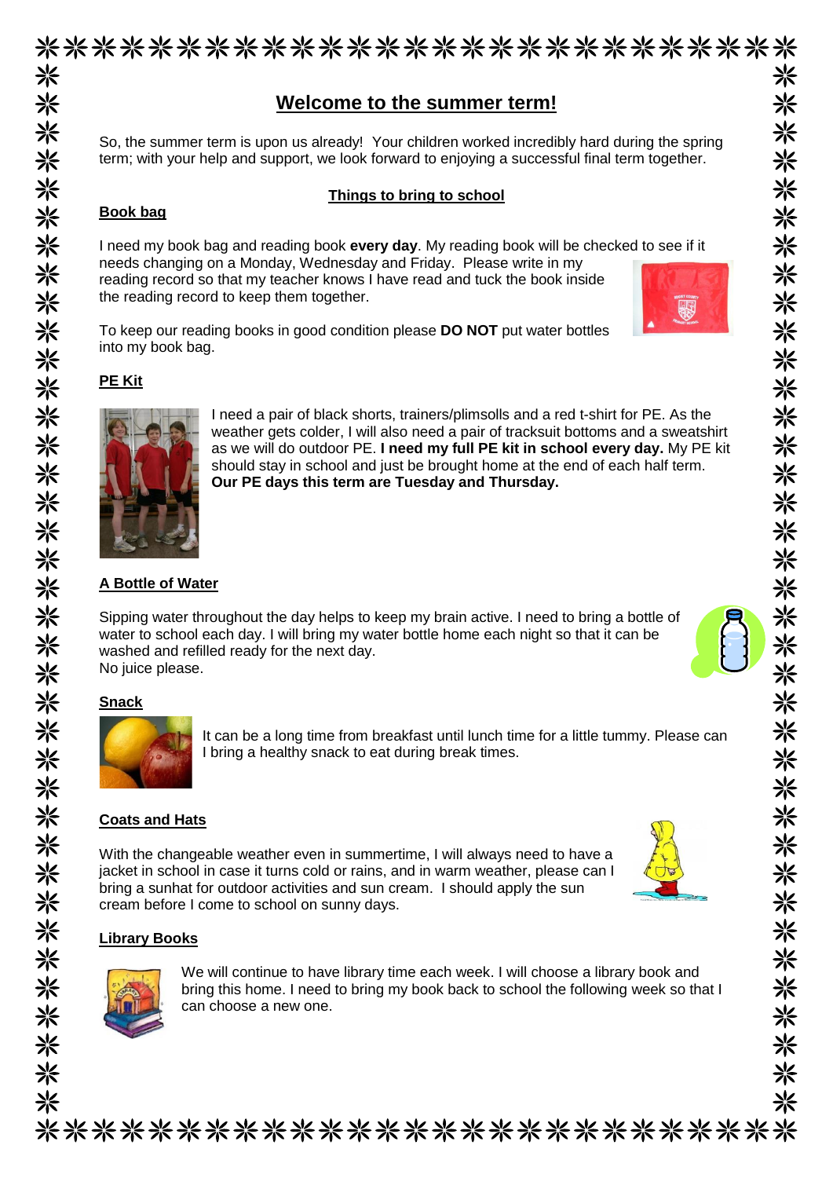# Welcome to the summer term!

So, the summer term is upon us already! Your children worked incredibly hard during the spring term; with your help and support, we look forward to enjoying a successful final term together.

## Things to bring to school

### Book bag

I need my book bag and reading book **every day**. My reading book will be checked to see if it needs changing on a Monday, Wednesday and Friday. Please write in my reading record so that my teacher knows I have read and tuck the book inside the reading record to keep them together.

To keep our reading books in good condition please **DO NOT** put water bottles into my book bag.

### PE Kit

I need a pair of black shorts, trainers/plimsolls and a red t-shirt for PE. As the weather gets colder, I will also need a pair of tracksuit bottoms and a sweatshirt as we will do outdoor PE. **I need my full PE kit in school every day.** My PE kit should stay in school and just be brought home at the end of each half term. **Our PE days this term are Tuesday and Thursday.**

### A Bottle of Water

Sipping water throughout the day helps to keep my brain active. I need to bring a bottle of water to school each day. I will bring my water bottle home each night so that it can be washed and refilled ready for the next day.
No juice please.

### Snack

It can be a long time from breakfast until lunch time for a little tummy. Please can I bring a healthy snack to eat during break times.

### Coats and Hats

With the changeable weather even in summertime, I will always need to have a jacket in school in case it turns cold or rains, and in warm weather, please can I bring a sunhat for outdoor activities and sun cream. I should apply the sun cream before I come to school on sunny days.

### Library Books

We will continue to have library time each week. I will choose a library book and bring this home. I need to bring my book back to school the following week so that I can choose a new one.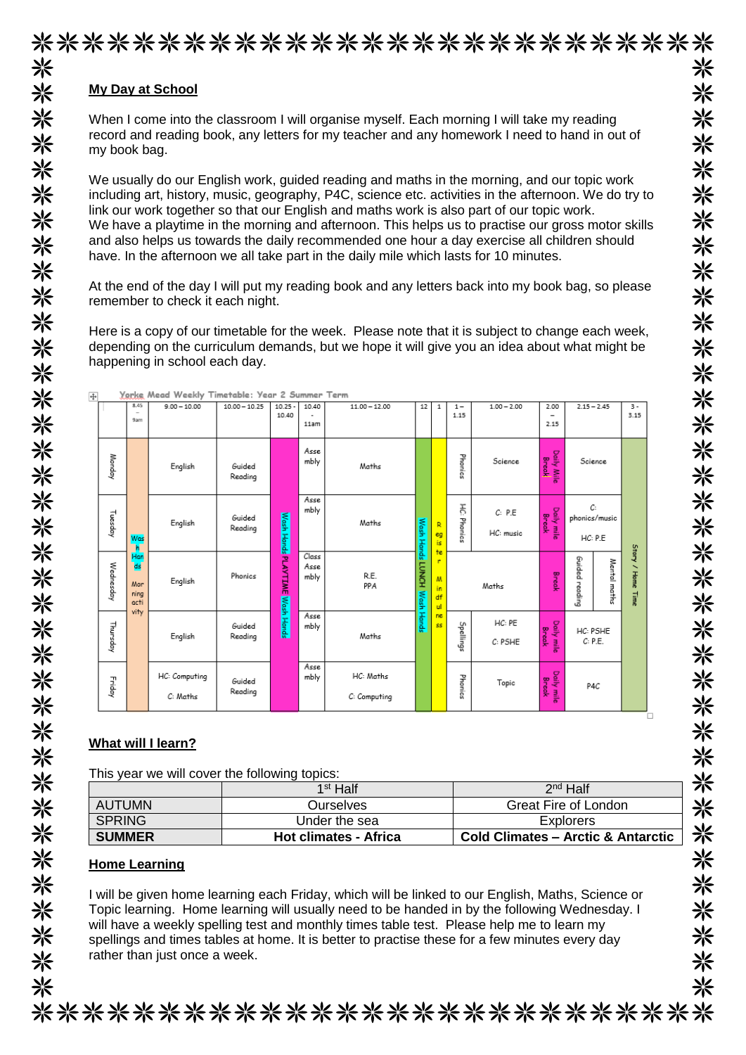## My Day at School

When I come into the classroom I will organise myself. Each morning I will take my reading record and reading book, any letters for my teacher and any homework I need to hand in out of my book bag.

We usually do our English work, guided reading and maths in the morning, and our topic work including art, history, music, geography, P4C, science etc. activities in the afternoon. We do try to link our work together so that our English and maths work is also part of our topic work.
We have a playtime in the morning and afternoon. This helps us to practise our gross motor skills and also helps us towards the daily recommended one hour a day exercise all children should have. In the afternoon we all take part in the daily mile which lasts for 10 minutes.

At the end of the day I will put my reading book and any letters back into my book bag, so please remember to check it each night.

Here is a copy of our timetable for the week. Please note that it is subject to change each week, depending on the curriculum demands, but we hope it will give you an idea about what might be happening in school each day.

Yorke Mead Weekly Timetable: Year 2 Summer Term

| | 8.45 – 9am | 9.00 – 10.00 | 10.00 – 10.25 | 10.25 - 10.40 | 10.40 - 11am | 11.00 – 12.00 | 12 | 1 | 1 – 1.15 | 1.00 – 2.00 | 2.00 – 2.15 | 2.15 – 2.45 | 3 - 3.15 |
|---|---|---|---|---|---|---|---|---|---|---|---|---|---|
| Monday | Wash Hands Morning activity | English | Guided Reading | Wash Hands PLAYTIME Wash Hands | Assembly | Maths | Wash Hands LUNCH Wash Hands | Register Mindfulness | Phonics | Science | Daily Mile Break | Science | Story / Home Time |
| Tuesday | | English | Guided Reading | | Assembly | Maths | | | HC: Phonics | C: P.E<br>HC: music | Daily mile Break | C: phonics/music<br>HC: P.E | |
| Wednesday | | English | Phonics | | Class Assembly | R.E. PPA | | | Maths | | Break | Guided reading / Mental maths | |
| Thursday | | English | Guided Reading | | Assembly | Maths | | | Spellings | HC: PE<br>C: PSHE | Daily mile Break | HC: PSHE<br>C: P.E. | |
| Friday | | HC: Computing<br>C: Maths | Guided Reading | | Assembly | HC: Maths<br>C: Computing | | | Phonics | Topic | Daily mile Break | P4C | |

## What will I learn?

This year we will cover the following topics:

| | 1st Half | 2nd Half |
|---|---|---|
| AUTUMN | Ourselves | Great Fire of London |
| SPRING | Under the sea | Explorers |
| **SUMMER** | **Hot climates - Africa** | **Cold Climates – Arctic & Antarctic** |

## Home Learning

I will be given home learning each Friday, which will be linked to our English, Maths, Science or Topic learning. Home learning will usually need to be handed in by the following Wednesday. I will have a weekly spelling test and monthly times table test. Please help me to learn my spellings and times tables at home. It is better to practise these for a few minutes every day rather than just once a week.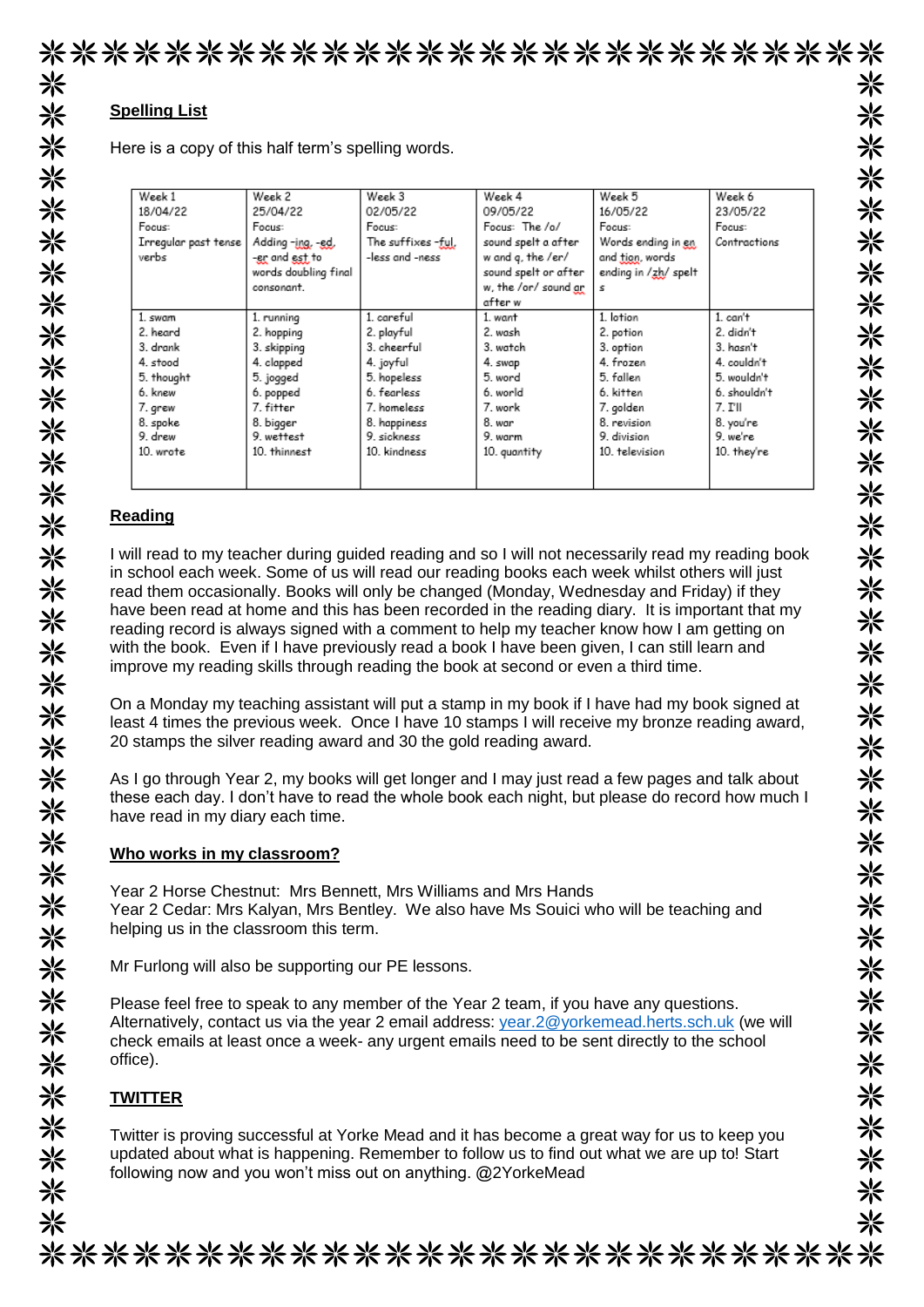## Spelling List

Here is a copy of this half term's spelling words.

| Week 1<br>18/04/22<br>Focus:<br>Irregular past tense verbs | Week 2<br>25/04/22<br>Focus:<br>Adding -ing, -ed, -er and est to words doubling final consonant. | Week 3<br>02/05/22<br>Focus:<br>The suffixes -ful, -less and -ness | Week 4<br>09/05/22<br>Focus: The /o/ sound spelt a after w and q, the /er/ sound spelt or after w, the /or/ sound ar after w | Week 5<br>16/05/22<br>Focus:<br>Words ending in en and tion, words ending in /zh/ spelt s | Week 6<br>23/05/22<br>Focus:<br>Contractions |
|---|---|---|---|---|---|
| 1. swam<br>2. heard<br>3. drank<br>4. stood<br>5. thought<br>6. knew<br>7. grew<br>8. spoke<br>9. drew<br>10. wrote | 1. running<br>2. hopping<br>3. skipping<br>4. clapped<br>5. jogged<br>6. popped<br>7. fitter<br>8. bigger<br>9. wettest<br>10. thinnest | 1. careful<br>2. playful<br>3. cheerful<br>4. joyful<br>5. hopeless<br>6. fearless<br>7. homeless<br>8. happiness<br>9. sickness<br>10. kindness | 1. want<br>2. wash<br>3. watch<br>4. swap<br>5. word<br>6. world<br>7. work<br>8. war<br>9. warm<br>10. quantity | 1. lotion<br>2. potion<br>3. option<br>4. frozen<br>5. fallen<br>6. kitten<br>7. golden<br>8. revision<br>9. division<br>10. television | 1. can't<br>2. didn't<br>3. hasn't<br>4. couldn't<br>5. wouldn't<br>6. shouldn't<br>7. I'll<br>8. you're<br>9. we're<br>10. they're |

## Reading

I will read to my teacher during guided reading and so I will not necessarily read my reading book in school each week. Some of us will read our reading books each week whilst others will just read them occasionally. Books will only be changed (Monday, Wednesday and Friday) if they have been read at home and this has been recorded in the reading diary. It is important that my reading record is always signed with a comment to help my teacher know how I am getting on with the book. Even if I have previously read a book I have been given, I can still learn and improve my reading skills through reading the book at second or even a third time.

On a Monday my teaching assistant will put a stamp in my book if I have had my book signed at least 4 times the previous week. Once I have 10 stamps I will receive my bronze reading award, 20 stamps the silver reading award and 30 the gold reading award.

As I go through Year 2, my books will get longer and I may just read a few pages and talk about these each day. I don't have to read the whole book each night, but please do record how much I have read in my diary each time.

## Who works in my classroom?

Year 2 Horse Chestnut: Mrs Bennett, Mrs Williams and Mrs Hands
Year 2 Cedar: Mrs Kalyan, Mrs Bentley. We also have Ms Souici who will be teaching and helping us in the classroom this term.

Mr Furlong will also be supporting our PE lessons.

Please feel free to speak to any member of the Year 2 team, if you have any questions. Alternatively, contact us via the year 2 email address: year.2@yorkemead.herts.sch.uk (we will check emails at least once a week- any urgent emails need to be sent directly to the school office).

## TWITTER

Twitter is proving successful at Yorke Mead and it has become a great way for us to keep you updated about what is happening. Remember to follow us to find out what we are up to! Start following now and you won't miss out on anything. @2YorkeMead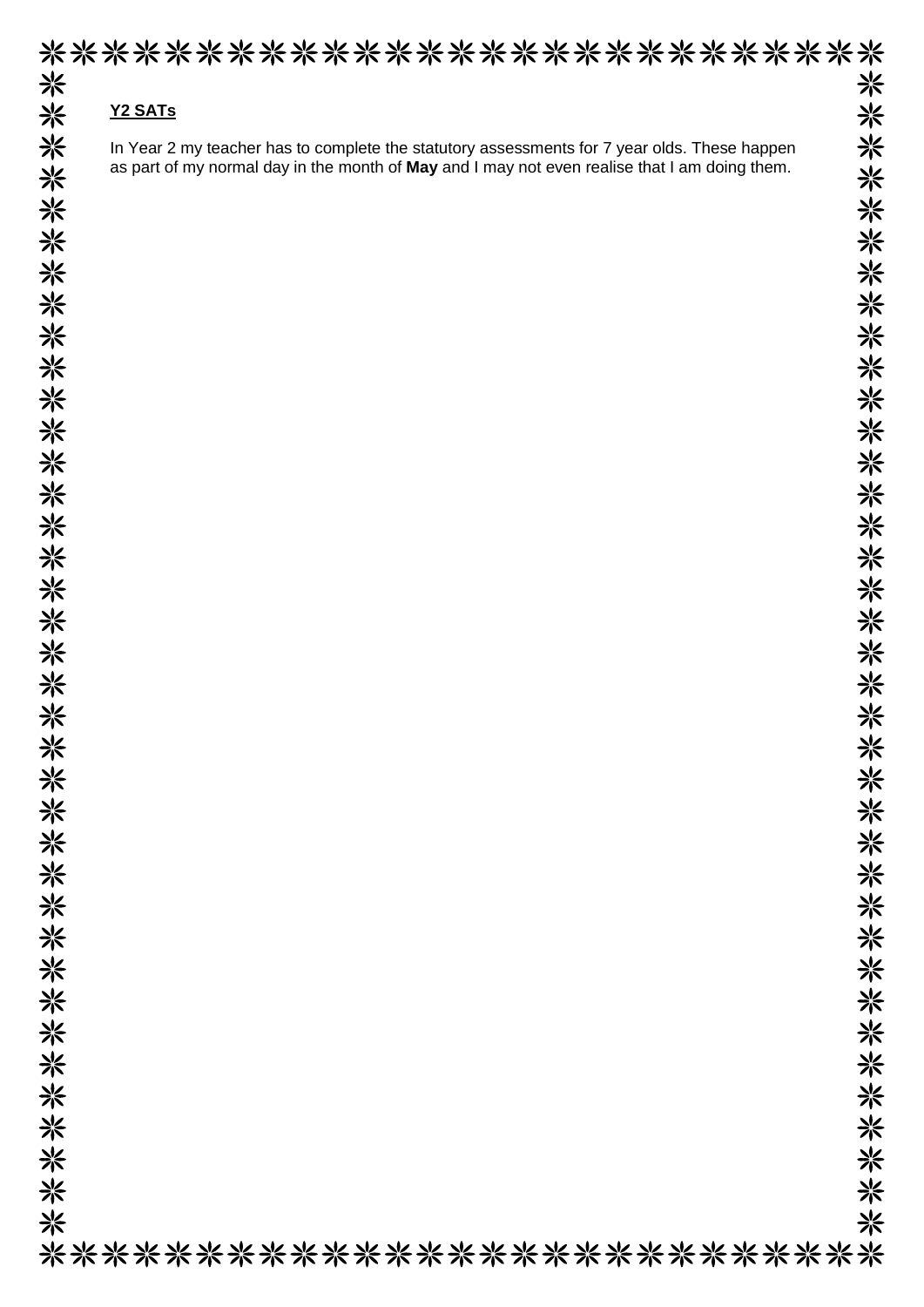**Y2 SATs**

In Year 2 my teacher has to complete the statutory assessments for 7 year olds. These happen as part of my normal day in the month of **May** and I may not even realise that I am doing them.